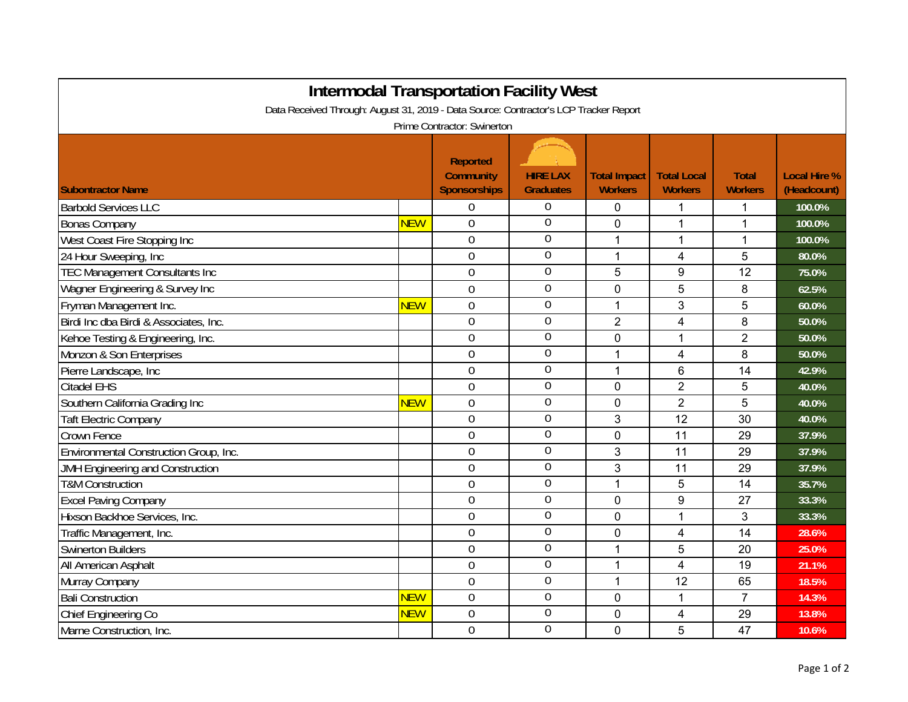# Intermodal Transportation Facility West

Data Received Through: August 31, 2019 - Data Source: Contractor's LCP Tracker Report

Prime Contractor: Swinerton

| Subontractor Name | | Reported Community Sponsorships | HIRE LAX Graduates | Total Impact Workers | Total Local Workers | Total Workers | Local Hire % (Headcount) |
|---|---|---|---|---|---|---|---|
| Barbold Services LLC | | 0 | 0 | 0 | 1 | 1 | 100.0% |
| Bonas Company | NEW | 0 | 0 | 0 | 1 | 1 | 100.0% |
| West Coast Fire Stopping Inc | | 0 | 0 | 1 | 1 | 1 | 100.0% |
| 24 Hour Sweeping, Inc | | 0 | 0 | 1 | 4 | 5 | 80.0% |
| TEC Management Consultants Inc | | 0 | 0 | 5 | 9 | 12 | 75.0% |
| Wagner Engineering & Survey Inc | | 0 | 0 | 0 | 5 | 8 | 62.5% |
| Fryman Management Inc. | NEW | 0 | 0 | 1 | 3 | 5 | 60.0% |
| Birdi Inc dba Birdi & Associates, Inc. | | 0 | 0 | 2 | 4 | 8 | 50.0% |
| Kehoe Testing & Engineering, Inc. | | 0 | 0 | 0 | 1 | 2 | 50.0% |
| Monzon & Son Enterprises | | 0 | 0 | 1 | 4 | 8 | 50.0% |
| Pierre Landscape, Inc | | 0 | 0 | 1 | 6 | 14 | 42.9% |
| Citadel EHS | | 0 | 0 | 0 | 2 | 5 | 40.0% |
| Southern California Grading Inc | NEW | 0 | 0 | 0 | 2 | 5 | 40.0% |
| Taft Electric Company | | 0 | 0 | 3 | 12 | 30 | 40.0% |
| Crown Fence | | 0 | 0 | 0 | 11 | 29 | 37.9% |
| Environmental Construction Group, Inc. | | 0 | 0 | 3 | 11 | 29 | 37.9% |
| JMH Engineering and Construction | | 0 | 0 | 3 | 11 | 29 | 37.9% |
| T&M Construction | | 0 | 0 | 1 | 5 | 14 | 35.7% |
| Excel Paving Company | | 0 | 0 | 0 | 9 | 27 | 33.3% |
| Hixson Backhoe Services, Inc. | | 0 | 0 | 0 | 1 | 3 | 33.3% |
| Traffic Management, Inc. | | 0 | 0 | 0 | 4 | 14 | 28.6% |
| Swinerton Builders | | 0 | 0 | 1 | 5 | 20 | 25.0% |
| All American Asphalt | | 0 | 0 | 1 | 4 | 19 | 21.1% |
| Murray Company | | 0 | 0 | 1 | 12 | 65 | 18.5% |
| Bali Construction | NEW | 0 | 0 | 0 | 1 | 7 | 14.3% |
| Chief Engineering Co | NEW | 0 | 0 | 0 | 4 | 29 | 13.8% |
| Marne Construction, Inc. | | 0 | 0 | 0 | 5 | 47 | 10.6% |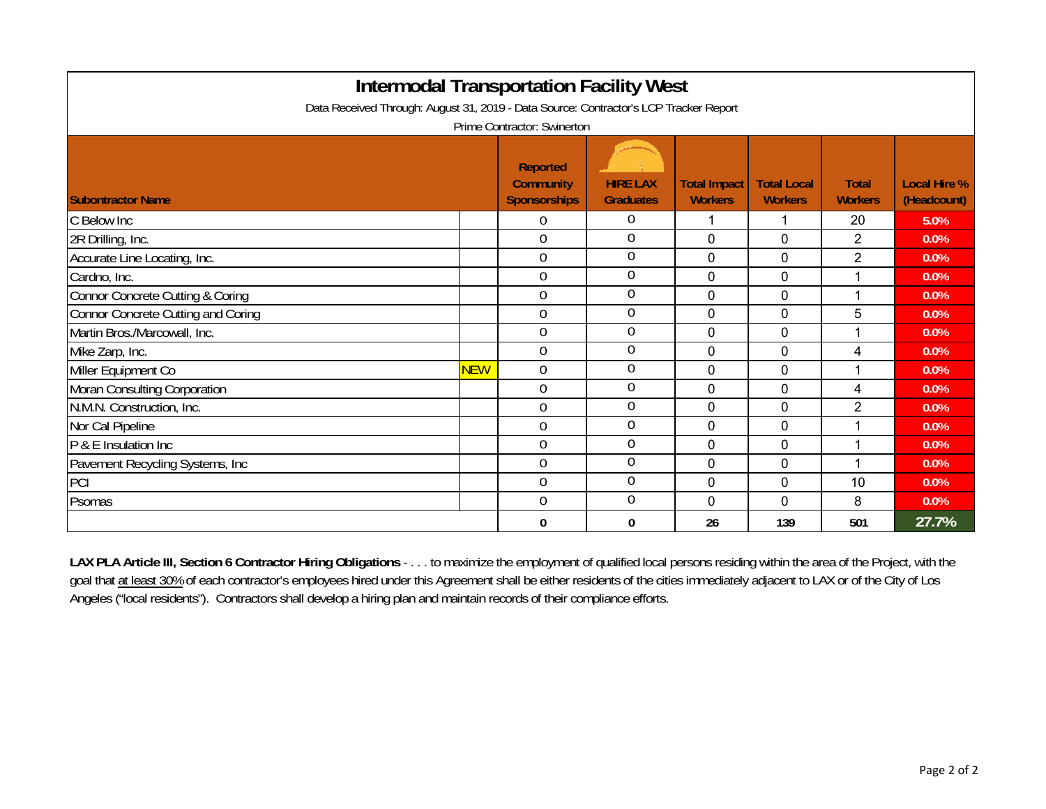# Intermodal Transportation Facility West

Data Received Through: August 31, 2019 - Data Source: Contractor's LCP Tracker Report

Prime Contractor: Swinerton

| Subontractor Name | | Reported Community Sponsorships | HIRE LAX Graduates | Total Impact Workers | Total Local Workers | Total Workers | Local Hire % (Headcount) |
|---|---|---|---|---|---|---|---|
| C Below Inc | | 0 | 0 | 1 | 1 | 20 | 5.0% |
| 2R Drilling, Inc. | | 0 | 0 | 0 | 0 | 2 | 0.0% |
| Accurate Line Locating, Inc. | | 0 | 0 | 0 | 0 | 2 | 0.0% |
| Cardno, Inc. | | 0 | 0 | 0 | 0 | 1 | 0.0% |
| Connor Concrete Cutting & Coring | | 0 | 0 | 0 | 0 | 1 | 0.0% |
| Connor Concrete Cutting and Coring | | 0 | 0 | 0 | 0 | 5 | 0.0% |
| Martin Bros./Marcowall, Inc. | | 0 | 0 | 0 | 0 | 1 | 0.0% |
| Mike Zarp, Inc. | | 0 | 0 | 0 | 0 | 4 | 0.0% |
| Miller Equipment Co | NEW | 0 | 0 | 0 | 0 | 1 | 0.0% |
| Moran Consulting Corporation | | 0 | 0 | 0 | 0 | 4 | 0.0% |
| N.M.N. Construction, Inc. | | 0 | 0 | 0 | 0 | 2 | 0.0% |
| Nor Cal Pipeline | | 0 | 0 | 0 | 0 | 1 | 0.0% |
| P & E Insulation Inc | | 0 | 0 | 0 | 0 | 1 | 0.0% |
| Pavement Recycling Systems, Inc | | 0 | 0 | 0 | 0 | 1 | 0.0% |
| PCI | | 0 | 0 | 0 | 0 | 10 | 0.0% |
| Psomas | | 0 | 0 | 0 | 0 | 8 | 0.0% |
| | | **0** | **0** | **26** | **139** | **501** | **27.7%** |

**LAX PLA Article III, Section 6 Contractor Hiring Obligations** - . . . to maximize the employment of qualified local persons residing within the area of the Project, with the goal that at least 30% of each contractor's employees hired under this Agreement shall be either residents of the cities immediately adjacent to LAX or of the City of Los Angeles ("local residents"). Contractors shall develop a hiring plan and maintain records of their compliance efforts.